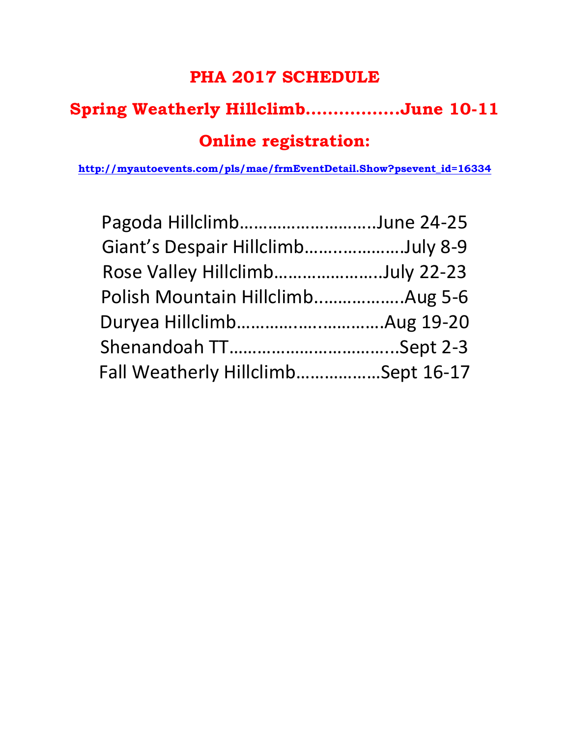# PHA 2017 SCHEDULE

## Spring Weatherly Hillclimb……………..June 10-11

## Online registration:

http://myautoevents.com/pls/mae/frmEventDetail.Show?psevent_id=16334

Pagoda Hillclimb……………………….June 24-25
Giant's Despair Hillclimb………………..July 8-9
Rose Valley Hillclimb…………………..July 22-23
Polish Mountain Hillclimb..……………..Aug 5-6
Duryea Hillclimb…………..……………Aug 19-20
Shenandoah TT……………………………..Sept 2-3
Fall Weatherly Hillclimb……………..Sept 16-17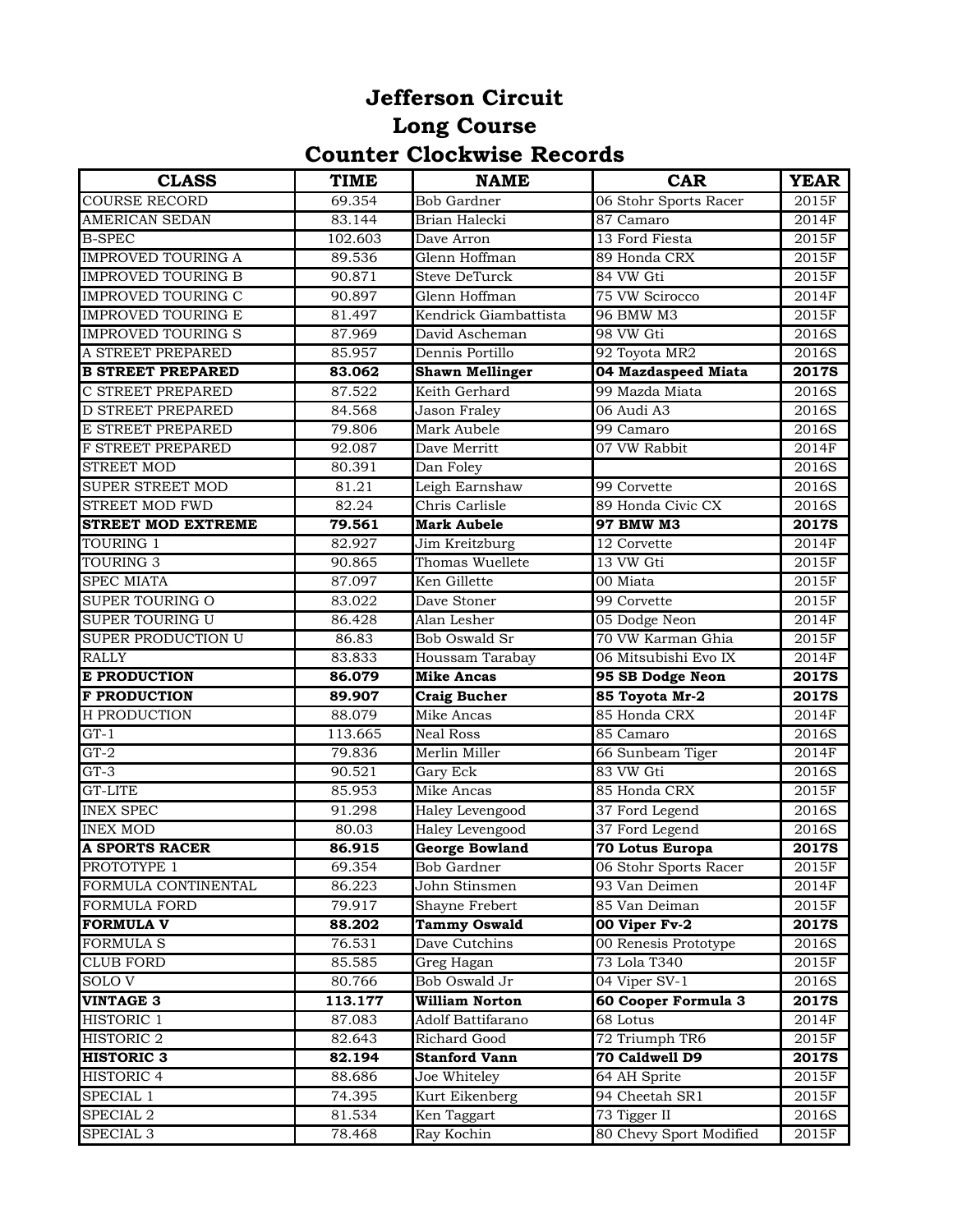# Jefferson Circuit
## Long Course
## Counter Clockwise Records

| CLASS | TIME | NAME | CAR | YEAR |
|---|---|---|---|---|
| COURSE RECORD | 69.354 | Bob Gardner | 06 Stohr Sports Racer | 2015F |
| AMERICAN SEDAN | 83.144 | Brian Halecki | 87 Camaro | 2014F |
| B-SPEC | 102.603 | Dave Arron | 13 Ford Fiesta | 2015F |
| IMPROVED TOURING A | 89.536 | Glenn Hoffman | 89 Honda CRX | 2015F |
| IMPROVED TOURING B | 90.871 | Steve DeTurck | 84 VW Gti | 2015F |
| IMPROVED TOURING C | 90.897 | Glenn Hoffman | 75 VW Scirocco | 2014F |
| IMPROVED TOURING E | 81.497 | Kendrick Giambattista | 96 BMW M3 | 2015F |
| IMPROVED TOURING S | 87.969 | David Ascheman | 98 VW Gti | 2016S |
| A STREET PREPARED | 85.957 | Dennis Portillo | 92 Toyota MR2 | 2016S |
| **B STREET PREPARED** | **83.062** | **Shawn Mellinger** | **04 Mazdaspeed Miata** | **2017S** |
| C STREET PREPARED | 87.522 | Keith Gerhard | 99 Mazda Miata | 2016S |
| D STREET PREPARED | 84.568 | Jason Fraley | 06 Audi A3 | 2016S |
| E STREET PREPARED | 79.806 | Mark Aubele | 99 Camaro | 2016S |
| F STREET PREPARED | 92.087 | Dave Merritt | 07 VW Rabbit | 2014F |
| STREET MOD | 80.391 | Dan Foley | | 2016S |
| SUPER STREET MOD | 81.21 | Leigh Earnshaw | 99 Corvette | 2016S |
| STREET MOD FWD | 82.24 | Chris Carlisle | 89 Honda Civic CX | 2016S |
| **STREET MOD EXTREME** | **79.561** | **Mark Aubele** | **97 BMW M3** | **2017S** |
| TOURING 1 | 82.927 | Jim Kreitzburg | 12 Corvette | 2014F |
| TOURING 3 | 90.865 | Thomas Wuellete | 13 VW Gti | 2015F |
| SPEC MIATA | 87.097 | Ken Gillette | 00 Miata | 2015F |
| SUPER TOURING O | 83.022 | Dave Stoner | 99 Corvette | 2015F |
| SUPER TOURING U | 86.428 | Alan Lesher | 05 Dodge Neon | 2014F |
| SUPER PRODUCTION U | 86.83 | Bob Oswald Sr | 70 VW Karman Ghia | 2015F |
| RALLY | 83.833 | Houssam Tarabay | 06 Mitsubishi Evo IX | 2014F |
| **E PRODUCTION** | **86.079** | **Mike Ancas** | **95 SB Dodge Neon** | **2017S** |
| **F PRODUCTION** | **89.907** | **Craig Bucher** | **85 Toyota Mr-2** | **2017S** |
| H PRODUCTION | 88.079 | Mike Ancas | 85 Honda CRX | 2014F |
| GT-1 | 113.665 | Neal Ross | 85 Camaro | 2016S |
| GT-2 | 79.836 | Merlin Miller | 66 Sunbeam Tiger | 2014F |
| GT-3 | 90.521 | Gary Eck | 83 VW Gti | 2016S |
| GT-LITE | 85.953 | Mike Ancas | 85 Honda CRX | 2015F |
| INEX SPEC | 91.298 | Haley Levengood | 37 Ford Legend | 2016S |
| INEX MOD | 80.03 | Haley Levengood | 37 Ford Legend | 2016S |
| **A SPORTS RACER** | **86.915** | **George Bowland** | **70 Lotus Europa** | **2017S** |
| PROTOTYPE 1 | 69.354 | Bob Gardner | 06 Stohr Sports Racer | 2015F |
| FORMULA CONTINENTAL | 86.223 | John Stinsmen | 93 Van Deimen | 2014F |
| FORMULA FORD | 79.917 | Shayne Frebert | 85 Van Deiman | 2015F |
| **FORMULA V** | **88.202** | **Tammy Oswald** | **00 Viper Fv-2** | **2017S** |
| FORMULA S | 76.531 | Dave Cutchins | 00 Renesis Prototype | 2016S |
| CLUB FORD | 85.585 | Greg Hagan | 73 Lola T340 | 2015F |
| SOLO V | 80.766 | Bob Oswald Jr | 04 Viper SV-1 | 2016S |
| **VINTAGE 3** | **113.177** | **William Norton** | **60 Cooper Formula 3** | **2017S** |
| HISTORIC 1 | 87.083 | Adolf Battifarano | 68 Lotus | 2014F |
| HISTORIC 2 | 82.643 | Richard Good | 72 Triumph TR6 | 2015F |
| **HISTORIC 3** | **82.194** | **Stanford Vann** | **70 Caldwell D9** | **2017S** |
| HISTORIC 4 | 88.686 | Joe Whiteley | 64 AH Sprite | 2015F |
| SPECIAL 1 | 74.395 | Kurt Eikenberg | 94 Cheetah SR1 | 2015F |
| SPECIAL 2 | 81.534 | Ken Taggart | 73 Tigger II | 2016S |
| SPECIAL 3 | 78.468 | Ray Kochin | 80 Chevy Sport Modified | 2015F |